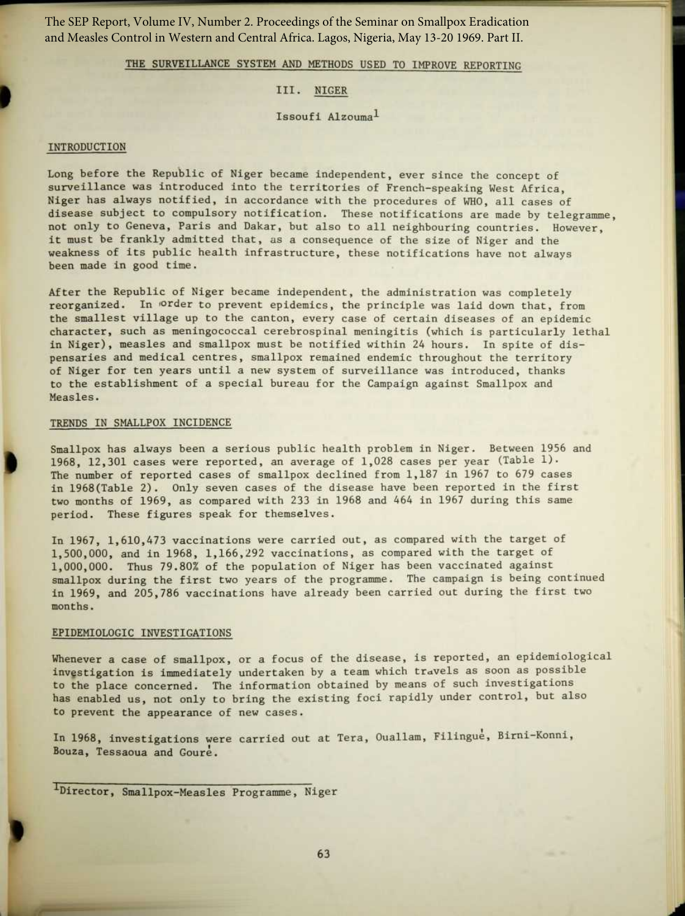The SEP Report, Volume IV, Number 2. Proceedings of the Seminar on Smallpox Eradication and Measles Control in Western and Central Africa. Lagos, Nigeria, May 13-20 1969. Part II.

## THE SURVEILLANCE SYSTEM AND METHODS USED TO IMPROVE REPORTING

### III. NIGER

Issoufi Alzouma[1]

### INTRODUCTION

Long before the Republic of Niger became independent, ever since the concept of surveillance was introduced into the territories of French-speaking West Africa, Niger has always notified, in accordance with the procedures of WHO, all cases of disease subject to compulsory notification. These notifications are made by telegramme, not only to Geneva, Paris and Dakar, but also to all neighbouring countries. However, it must be frankly admitted that, as a consequence of the size of Niger and the weakness of its public health infrastructure, these notifications have not always been made in good time.

After the Republic of Niger became independent, the administration was completely reorganized. In order to prevent epidemics, the principle was laid down that, from the smallest village up to the canton, every case of certain diseases of an epidemic character, such as meningococcal cerebrospinal meningitis (which is particularly lethal in Niger), measles and smallpox must be notified within 24 hours. In spite of dispensaries and medical centres, smallpox remained endemic throughout the territory of Niger for ten years until a new system of surveillance was introduced, thanks to the establishment of a special bureau for the Campaign against Smallpox and Measles.

### TRENDS IN SMALLPOX INCIDENCE

Smallpox has always been a serious public health problem in Niger. Between 1956 and 1968, 12,301 cases were reported, an average of 1,028 cases per year (Table 1). The number of reported cases of smallpox declined from 1,187 in 1967 to 679 cases in 1968(Table 2). Only seven cases of the disease have been reported in the first two months of 1969, as compared with 233 in 1968 and 464 in 1967 during this same period. These figures speak for themselves.

In 1967, 1,610,473 vaccinations were carried out, as compared with the target of 1,500,000, and in 1968, 1,166,292 vaccinations, as compared with the target of 1,000,000. Thus 79.80% of the population of Niger has been vaccinated against smallpox during the first two years of the programme. The campaign is being continued in 1969, and 205,786 vaccinations have already been carried out during the first two months.

### EPIDEMIOLOGIC INVESTIGATIONS

Whenever a case of smallpox, or a focus of the disease, is reported, an epidemiological investigation is immediately undertaken by a team which travels as soon as possible to the place concerned. The information obtained by means of such investigations has enabled us, not only to bring the existing foci rapidly under control, but also to prevent the appearance of new cases.

In 1968, investigations were carried out at Tera, Ouallam, Filingué, Birni-Konni, Bouza, Tessaoua and Gouré.

[1] Director, Smallpox-Measles Programme, Niger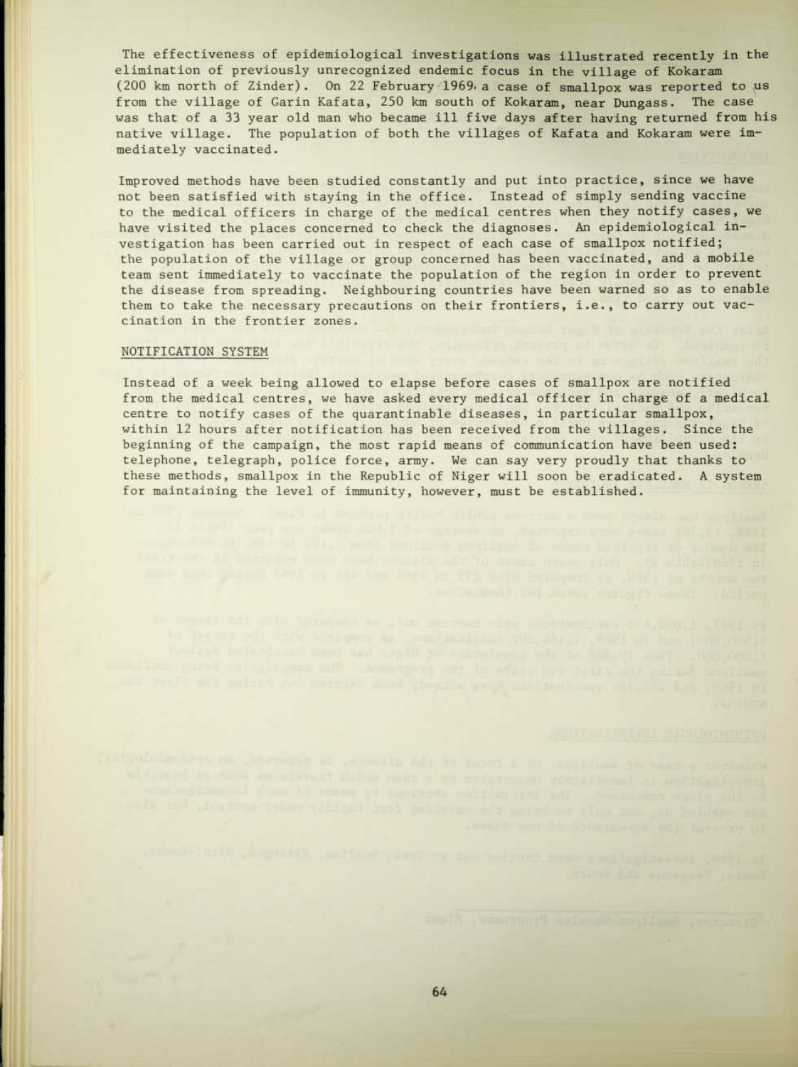The effectiveness of epidemiological investigations was illustrated recently in the elimination of previously unrecognized endemic focus in the village of Kokaram (200 km north of Zinder). On 22 February 1969 a case of smallpox was reported to us from the village of Garin Kafata, 250 km south of Kokaram, near Dungass. The case was that of a 33 year old man who became ill five days after having returned from his native village. The population of both the villages of Kafata and Kokaram were immediately vaccinated.

Improved methods have been studied constantly and put into practice, since we have not been satisfied with staying in the office. Instead of simply sending vaccine to the medical officers in charge of the medical centres when they notify cases, we have visited the places concerned to check the diagnoses. An epidemiological investigation has been carried out in respect of each case of smallpox notified; the population of the village or group concerned has been vaccinated, and a mobile team sent immediately to vaccinate the population of the region in order to prevent the disease from spreading. Neighbouring countries have been warned so as to enable them to take the necessary precautions on their frontiers, i.e., to carry out vaccination in the frontier zones.

## NOTIFICATION SYSTEM

Instead of a week being allowed to elapse before cases of smallpox are notified from the medical centres, we have asked every medical officer in charge of a medical centre to notify cases of the quarantinable diseases, in particular smallpox, within 12 hours after notification has been received from the villages. Since the beginning of the campaign, the most rapid means of communication have been used: telephone, telegraph, police force, army. We can say very proudly that thanks to these methods, smallpox in the Republic of Niger will soon be eradicated. A system for maintaining the level of immunity, however, must be established.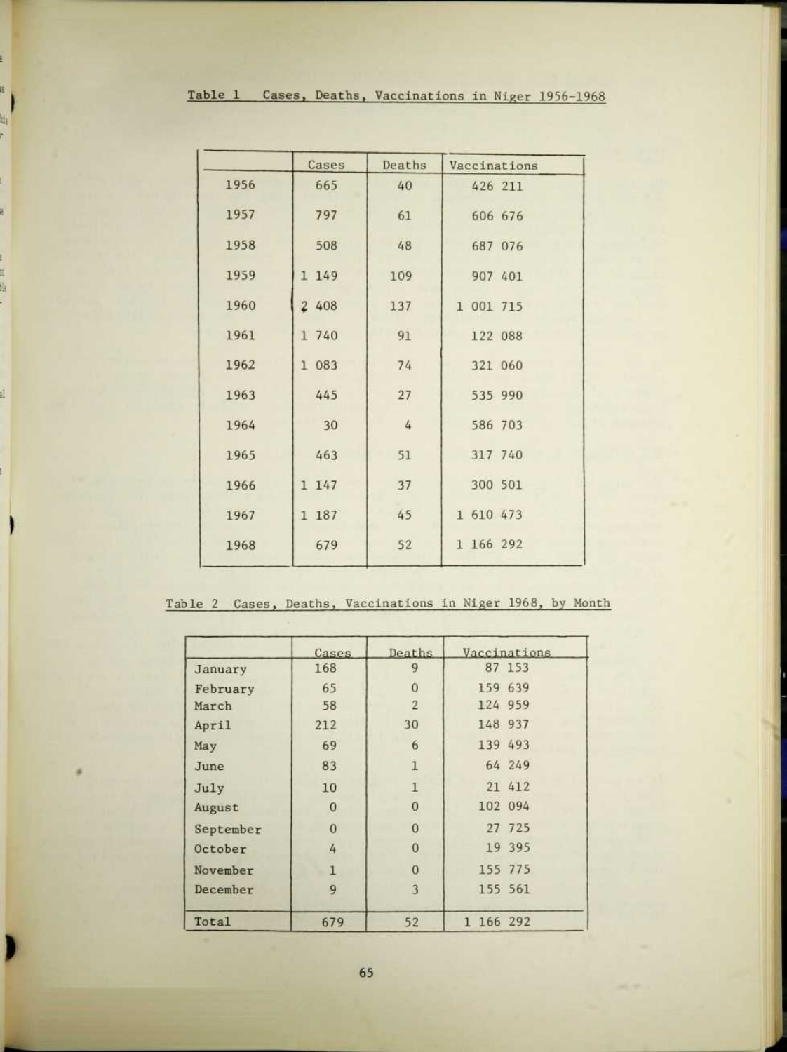Table 1 Cases, Deaths, Vaccinations in Niger 1956-1968

| | Cases | Deaths | Vaccinations |
|---|---|---|---|
| 1956 | 665 | 40 | 426 211 |
| 1957 | 797 | 61 | 606 676 |
| 1958 | 508 | 48 | 687 076 |
| 1959 | 1 149 | 109 | 907 401 |
| 1960 | 2 408 | 137 | 1 001 715 |
| 1961 | 1 740 | 91 | 122 088 |
| 1962 | 1 083 | 74 | 321 060 |
| 1963 | 445 | 27 | 535 990 |
| 1964 | 30 | 4 | 586 703 |
| 1965 | 463 | 51 | 317 740 |
| 1966 | 1 147 | 37 | 300 501 |
| 1967 | 1 187 | 45 | 1 610 473 |
| 1968 | 679 | 52 | 1 166 292 |

Table 2 Cases, Deaths, Vaccinations in Niger 1968, by Month

| | Cases | Deaths | Vaccinations |
|---|---|---|---|
| January | 168 | 9 | 87 153 |
| February | 65 | 0 | 159 639 |
| March | 58 | 2 | 124 959 |
| April | 212 | 30 | 148 937 |
| May | 69 | 6 | 139 493 |
| June | 83 | 1 | 64 249 |
| July | 10 | 1 | 21 412 |
| August | 0 | 0 | 102 094 |
| September | 0 | 0 | 27 725 |
| October | 4 | 0 | 19 395 |
| November | 1 | 0 | 155 775 |
| December | 9 | 3 | 155 561 |
| Total | 679 | 52 | 1 166 292 |